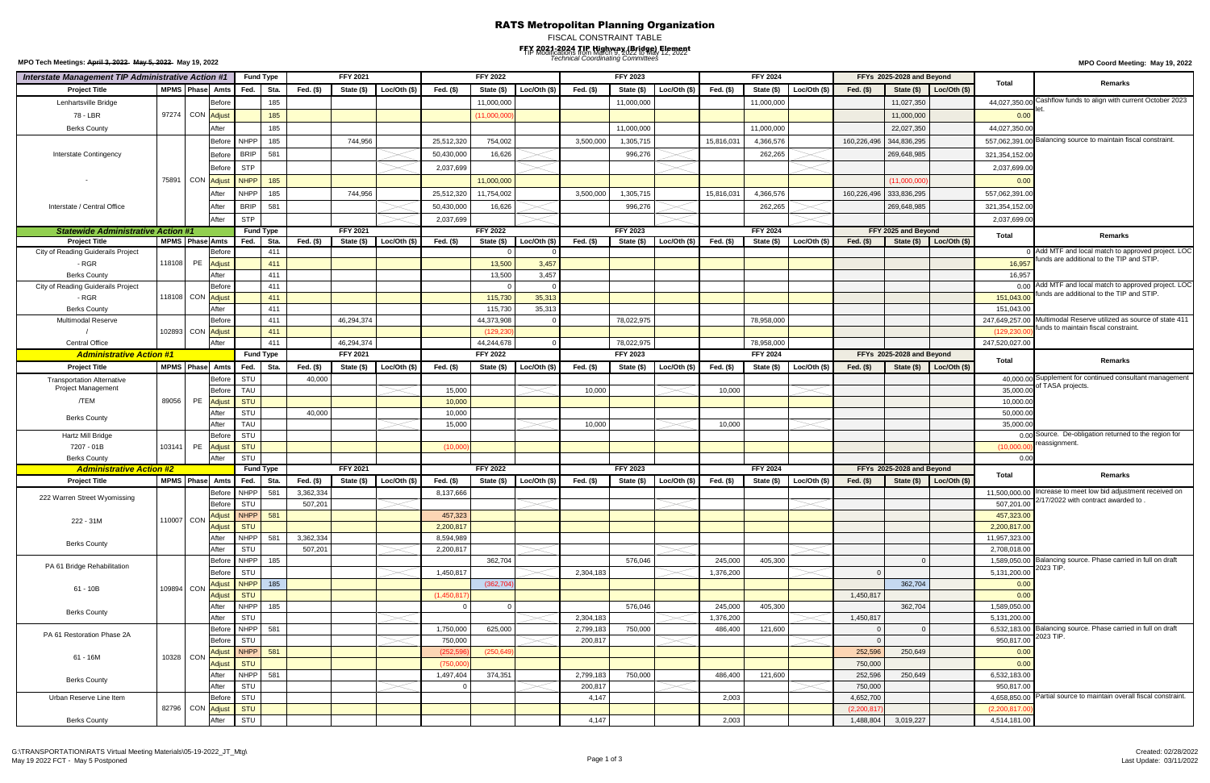# RATS Metropolitan Planning Organization

FISCAL CONSTRAINT TABLE

FFY 2021-2024 TIP Highway (Bridge) Element

TIP Modifications from March 9, 2022 to May 12, 2022

*Technical Coordinating Committees*

MPO Tech Meetings: ~~April 3, 2022~~ ~~May 5, 2022~~ May 19, 2022

MPO Coord Meeting: May 19, 2022

| Interstate Management TIP Administrative Action #1 | | | | Fund Type | | FFY 2021 | | | FFY 2022 | | | FFY 2023 | | | FFY 2024 | | | FFYs 2025-2028 and Beyond | | | Total | Remarks |
|---|---|---|---|---|---|---|---|---|---|---|---|---|---|---|---|---|---|---|---|---|---|---|
| Project Title | MPMS | Phase | Amts | Fed. | Sta. | Fed. ($) | State ($) | Loc/Oth ($) | Fed. ($) | State ($) | Loc/Oth ($) | Fed. ($) | State ($) | Loc/Oth ($) | Fed. ($) | State ($) | Loc/Oth ($) | Fed. ($) | State ($) | Loc/Oth ($) | | |
| Lenhartsville Bridge | | | Before | | 185 | | | | | 11,000,000 | | | 11,000,000 | | | 11,000,000 | | | 11,027,350 | | 44,027,350.00 | Cashflow funds to align with current October 2023 let. |
| 78 - LBR | 97274 | CON | Adjust | | 185 | | | | | (11,000,000) | | | | | | | | | 11,000,000 | | 0.00 | |
| Berks County | | | After | | 185 | | | | | | | | 11,000,000 | | | 11,000,000 | | | 22,027,350 | | 44,027,350.00 | |
| Interstate Contingency | | | Before | NHPP | 185 | | 744,956 | | 25,512,320 | 754,002 | | 3,500,000 | 1,305,715 | | 15,816,031 | 4,366,576 | | 160,226,496 | 344,836,295 | | 557,062,391.00 | Balancing source to maintain fiscal constraint. |
| | | | Before | BRIP | 581 | | | | 50,430,000 | 16,626 | | | 996,276 | | | 262,265 | | | 269,648,985 | | 321,354,152.00 | |
| | | | Before | STP | | | | | 2,037,699 | | | | | | | | | | | | 2,037,699.00 | |
| - | 75891 | CON | Adjust | NHPP | 185 | | | | | 11,000,000 | | | | | | | | | (11,000,000) | | 0.00 | |
| | | | After | NHPP | 185 | | 744,956 | | 25,512,320 | 11,754,002 | | 3,500,000 | 1,305,715 | | 15,816,031 | 4,366,576 | | 160,226,496 | 333,836,295 | | 557,062,391.00 | |
| Interstate / Central Office | | | After | BRIP | 581 | | | | 50,430,000 | 16,626 | | | 996,276 | | | 262,265 | | | 269,648,985 | | 321,354,152.00 | |
| | | | After | STP | | | | | 2,037,699 | | | | | | | | | | | | 2,037,699.00 | |

| Statewide Administrative Action #1 | | | | Fund Type | | FFY 2021 | | | FFY 2022 | | | FFY 2023 | | | FFY 2024 | | | FFY 2025 and Beyond | | | Total | Remarks |
|---|---|---|---|---|---|---|---|---|---|---|---|---|---|---|---|---|---|---|---|---|---|---|
| Project Title | MPMS | Phase | Amts | Fed. | Sta. | Fed. ($) | State ($) | Loc/Oth ($) | Fed. ($) | State ($) | Loc/Oth ($) | Fed. ($) | State ($) | Loc/Oth ($) | Fed. ($) | State ($) | Loc/Oth ($) | Fed. ($) | State ($) | Loc/Oth ($) | | |
| City of Reading Guiderails Project | | | Before | | 411 | | | | | 0 | 0 | | | | | | | | | | 0 | Add MTF and local match to approved project. LOC funds are additional to the TIP and STIP. |
| - RGR | 118108 | PE | Adjust | | 411 | | | | | 13,500 | 3,457 | | | | | | | | | | 16,957 | |
| Berks County | | | After | | 411 | | | | | 13,500 | 3,457 | | | | | | | | | | 16,957 | |
| City of Reading Guiderails Project | | | Before | | 411 | | | | | 0 | 0 | | | | | | | | | | 0.00 | Add MTF and local match to approved project. LOC funds are additional to the TIP and STIP. |
| - RGR | 118108 | CON | Adjust | | 411 | | | | | 115,730 | 35,313 | | | | | | | | | | 151,043.00 | |
| Berks County | | | After | | 411 | | | | | 115,730 | 35,313 | | | | | | | | | | 151,043.00 | |
| Multimodal Reserve | | | Before | | 411 | | 46,294,374 | | | 44,373,908 | 0 | | 78,022,975 | | | 78,958,000 | | | | | 247,649,257.00 | Multimodal Reserve utilized as source of state 411 funds to maintain fiscal constraint. |
| / | 102893 | CON | Adjust | | 411 | | | | | (129,230) | | | | | | | | | | | (129,230.00) | |
| Central Office | | | After | | 411 | | 46,294,374 | | | 44,244,678 | 0 | | 78,022,975 | | | 78,958,000 | | | | | 247,520,027.00 | |

| Administrative Action #1 | | | | Fund Type | | FFY 2021 | | | FFY 2022 | | | FFY 2023 | | | FFY 2024 | | | FFYs 2025-2028 and Beyond | | | Total | Remarks |
|---|---|---|---|---|---|---|---|---|---|---|---|---|---|---|---|---|---|---|---|---|---|---|
| Project Title | MPMS | Phase | Amts | Fed. | Sta. | Fed. ($) | State ($) | Loc/Oth ($) | Fed. ($) | State ($) | Loc/Oth ($) | Fed. ($) | State ($) | Loc/Oth ($) | Fed. ($) | State ($) | Loc/Oth ($) | Fed. ($) | State ($) | Loc/Oth ($) | | |
| Transportation Alternative Project Management | | | Before | STU | | 40,000 | | | | | | | | | | | | | | | 40,000.00 | Supplement for continued consultant management of TASA projects. |
| | | | Before | TAU | | | | | 15,000 | | | 10,000 | | | 10,000 | | | | | | 35,000.00 | |
| /TEM | 89056 | PE | Adjust | STU | | | | | 10,000 | | | | | | | | | | | | 10,000.00 | |
| Berks County | | | After | STU | | 40,000 | | | 10,000 | | | | | | | | | | | | 50,000.00 | |
| | | | After | TAU | | | | | 15,000 | | | 10,000 | | | 10,000 | | | | | | 35,000.00 | |
| Hartz Mill Bridge | | | Before | STU | | | | | | | | | | | | | | | | | 0.00 | Source. De-obligation returned to the region for reassignment. |
| 7207 - 01B | 103141 | PE | Adjust | STU | | | | | (10,000) | | | | | | | | | | | | (10,000.00) | |
| Berks County | | | After | STU | | | | | | | | | | | | | | | | | 0.00 | |

| Administrative Action #2 | | | | Fund Type | | FFY 2021 | | | FFY 2022 | | | FFY 2023 | | | FFY 2024 | | | FFYs 2025-2028 and Beyond | | | Total | Remarks |
|---|---|---|---|---|---|---|---|---|---|---|---|---|---|---|---|---|---|---|---|---|---|---|
| Project Title | MPMS | Phase | Amts | Fed. | Sta. | Fed. ($) | State ($) | Loc/Oth ($) | Fed. ($) | State ($) | Loc/Oth ($) | Fed. ($) | State ($) | Loc/Oth ($) | Fed. ($) | State ($) | Loc/Oth ($) | Fed. ($) | State ($) | Loc/Oth ($) | | |
| 222 Warren Street Wyomissing | | | Before | NHPP | 581 | 3,362,334 | | | 8,137,666 | | | | | | | | | | | | 11,500,000.00 | Increase to meet low bid adjustment received on 2/17/2022 with contract awarded to . |
| | | | Before | STU | | 507,201 | | | | | | | | | | | | | | | 507,201.00 | |
| 222 - 31M | 110007 | CON | Adjust | NHPP | 581 | | | | 457,323 | | | | | | | | | | | | 457,323.00 | |
| | | | Adjust | STU | | | | | 2,200,817 | | | | | | | | | | | | 2,200,817.00 | |
| Berks County | | | After | NHPP | 581 | 3,362,334 | | | 8,594,989 | | | | | | | | | | | | 11,957,323.00 | |
| | | | After | STU | | 507,201 | | | 2,200,817 | | | | | | | | | | | | 2,708,018.00 | |
| PA 61 Bridge Rehabilitation | | | Before | NHPP | 185 | | | | | 362,704 | | | 576,046 | | 245,000 | 405,300 | | | 0 | | 1,589,050.00 | Balancing source. Phase carried in full on draft 2023 TIP. |
| | | | Before | STU | | | | | 1,450,817 | | | 2,304,183 | | | 1,376,200 | | | 0 | | | 5,131,200.00 | |
| 61 - 10B | 109894 | CON | Adjust | NHPP | 185 | | | | | (362,704) | | | | | | | | | 362,704 | | 0.00 | |
| | | | Adjust | STU | | | | | (1,450,817) | | | | | | | | | 1,450,817 | | | 0.00 | |
| Berks County | | | After | NHPP | 185 | | | | 0 | 0 | | | 576,046 | | 245,000 | 405,300 | | | 362,704 | | 1,589,050.00 | |
| | | | After | STU | | | | | | | | 2,304,183 | | | 1,376,200 | | | 1,450,817 | | | 5,131,200.00 | |
| PA 61 Restoration Phase 2A | | | Before | NHPP | 581 | | | | 1,750,000 | 625,000 | | 2,799,183 | 750,000 | | 486,400 | 121,600 | | 0 | 0 | | 6,532,183.00 | Balancing source. Phase carried in full on draft 2023 TIP. |
| | | | Before | STU | | | | | 750,000 | | | 200,817 | | | | | | 0 | | | 950,817.00 | |
| 61 - 16M | 10328 | CON | Adjust | NHPP | 581 | | | | (252,596) | (250,649) | | | | | | | | 252,596 | 250,649 | | 0.00 | |
| | | | Adjust | STU | | | | | (750,000) | | | | | | | | | 750,000 | | | 0.00 | |
| Berks County | | | After | NHPP | 581 | | | | 1,497,404 | 374,351 | | 2,799,183 | 750,000 | | 486,400 | 121,600 | | 252,596 | 250,649 | | 6,532,183.00 | |
| | | | After | STU | | | | | 0 | | | 200,817 | | | | | | 750,000 | | | 950,817.00 | |
| Urban Reserve Line Item | | | Before | STU | | | | | | | | 4,147 | | | 2,003 | | | 4,652,700 | | | 4,658,850.00 | Partial source to maintain overall fiscal constraint. |
| | 82796 | CON | Adjust | STU | | | | | | | | | | | | | | (2,200,817) | | | (2,200,817.00) | |
| Berks County | | | After | STU | | | | | | | | 4,147 | | | 2,003 | | | 1,488,804 | 3,019,227 | | 4,514,181.00 | |

G:\TRANSPORTATION\RATS Virtual Meeting Materials\05-19-2022_JT_Mtg\
May 19 2022 FCT - May 5 Postponed

Created: 02/28/2022
Last Update: 03/11/2022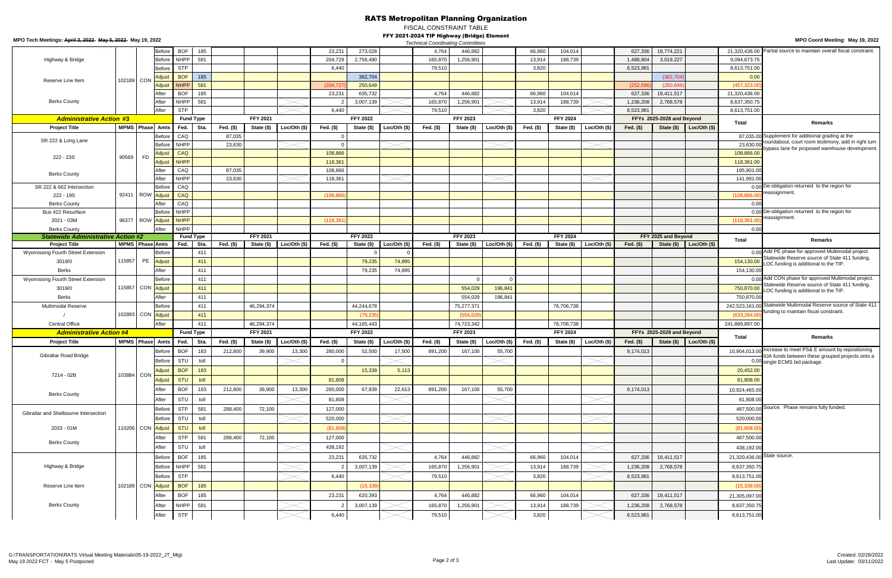# RATS Metropolitan Planning Organization

FISCAL CONSTRAINT TABLE

**FFY 2021-2024 TIP Highway (Bridge) Element**

*Technical Coordinating Committees*

MPO Tech Meetings: ~~April 3, 2022~~ ~~May 5, 2022~~ May 19, 2022

MPO Coord Meeting: May 19, 2022

| Project Title | MPMS | Phase | Amts | Fed. | Sta. | FFY 2021 Fed. ($) | FFY 2021 State ($) | FFY 2021 Loc/Oth ($) | FFY 2022 Fed. ($) | FFY 2022 State ($) | FFY 2022 Loc/Oth ($) | FFY 2023 Fed. ($) | FFY 2023 State ($) | FFY 2023 Loc/Oth ($) | FFY 2024 Fed. ($) | FFY 2024 State ($) | FFY 2024 Loc/Oth ($) | FFYs 2025-2028 and Beyond Fed. ($) | FFYs 2025-2028 and Beyond State ($) | FFYs 2025-2028 and Beyond Loc/Oth ($) | Total | Remarks |
|---|---|---|---|---|---|---|---|---|---|---|---|---|---|---|---|---|---|---|---|---|---|---|
| Highway & Bridge | | | Before | BOF | 185 | | | | 23,231 | 273,028 | | 4,764 | 446,882 | | 66,960 | 104,014 | | 627,336 | 19,774,221 | | 21,320,436.00 | Partial source to maintain overall fiscal constraint. |
| | | | Before | NHPP | 581 | | | | 204,729 | 2,756,490 | | 165,870 | 1,256,901 | | 13,914 | 188,739 | | 1,488,804 | 3,019,227 | | 9,094,673.75 | |
| | | | Before | STP | | | | | 6,440 | | | 79,510 | | | 3,820 | | | 8,523,981 | | | 8,613,751.00 | |
| Reserve Line Item | 102189 | CON | Adjust | BOF | 185 | | | | | 362,704 | | | | | | | | | (362,704) | | 0.00 | |
| | | | Adjust | NHPP | 581 | | | | (204,727) | 250,649 | | | | | | | | (252,596) | (250,649) | | (457,323.00) | |
| | | | After | BOF | 185 | | | | 23,231 | 635,732 | | 4,764 | 446,882 | | 66,960 | 104,014 | | 627,336 | 19,411,517 | | 21,320,436.00 | |
| Berks County | | | After | NHPP | 581 | | | | 2 | 3,007,139 | | 165,870 | 1,256,901 | | 13,914 | 188,739 | | 1,236,208 | 2,768,578 | | 8,637,350.75 | |
| | | | After | STP | | | | | 6,440 | | | 79,510 | | | 3,820 | | | 8,523,981 | | | 8,613,751.00 | |

| ***Administrative Action #3*** | | | | Fund Type | | FFY 2021 | | | FFY 2022 | | | FFY 2023 | | | FFY 2024 | | | FFYs 2025-2028 and Beyond | | | Total | Remarks |
|---|---|---|---|---|---|---|---|---|---|---|---|---|---|---|---|---|---|---|---|---|---|---|
| **Project Title** | **MPMS** | **Phase** | **Amts** | **Fed.** | **Sta.** | **Fed. ($)** | **State ($)** | **Loc/Oth ($)** | **Fed. ($)** | **State ($)** | **Loc/Oth ($)** | **Fed. ($)** | **State ($)** | **Loc/Oth ($)** | **Fed. ($)** | **State ($)** | **Loc/Oth ($)** | **Fed. ($)** | **State ($)** | **Loc/Oth ($)** | | |
| SR 222 & Long Lane | | | Before | CAQ | | 87,035 | | | 0 | | | | | | | | | | | | 87,035.00 | Supplement for additional grading at the roundabout, court room testimony, add in right turn bypass lane for proposed warehouse development. |
| | | | Before | NHPP | | 23,630 | | | 0 | | | | | | | | | | | | 23,630.00 | |
| 222 - 23S | 90569 | FD | Adjust | CAQ | | | | | 108,866 | | | | | | | | | | | | 108,866.00 | |
| | | | Adjust | NHPP | | | | | 118,361 | | | | | | | | | | | | 118,361.00 | |
| | | | After | CAQ | | 87,035 | | | 108,866 | | | | | | | | | | | | 195,901.00 | |
| Berks County | | | After | NHPP | | 23,630 | | | 118,361 | | | | | | | | | | | | 141,991.00 | |
| SR 222 & 662 Intersection | | | Before | CAQ | | | | | | | | | | | | | | | | | 0.00 | De-obligation returned to the region for reassignment. |
| 222 - 19S | 92411 | ROW | Adjust | CAQ | | | | | (108,866) | | | | | | | | | | | | (108,866.00) | |
| Berks County | | | After | CAQ | | | | | | | | | | | | | | | | | 0.00 | |
| Bus 422 Resurface | | | Before | NHPP | | | | | | | | | | | | | | | | | 0.00 | De-obligation returned to the region for reassignment. |
| 2021 - 03M | 96377 | ROW | Adjust | NHPP | | | | | (118,361) | | | | | | | | | | | | (118,361.00) | |
| Berks County | | | After | NHPP | | | | | | | | | | | | | | | | | 0.00 | |

| ***Statewide Administrative Action #2*** | | | | Fund Type | | FFY 2021 | | | FFY 2022 | | | FFY 2023 | | | FFY 2024 | | | FFY 2025 and Beyond | | | Total | Remarks |
|---|---|---|---|---|---|---|---|---|---|---|---|---|---|---|---|---|---|---|---|---|---|---|
| **Project Title** | **MPMS** | **Phase** | **Amts** | **Fed.** | **Sta.** | **Fed. ($)** | **State ($)** | **Loc/Oth ($)** | **Fed. ($)** | **State ($)** | **Loc/Oth ($)** | **Fed. ($)** | **State ($)** | **Loc/Oth ($)** | **Fed. ($)** | **State ($)** | **Loc/Oth ($)** | **Fed. ($)** | **State ($)** | **Loc/Oth ($)** | | |
| Wyomissing Fourth Street Extension | | | Before | | 411 | | | | | 0 | 0 | | | | | | | | | | 0.00 | Add PE phase for approved Multimodal project. Statewide Reserve source of State 411 funding. LOC funding is additional to the TIP. |
| 3019/0 | 115857 | PE | Adjust | | 411 | | | | | 79,235 | 74,895 | | | | | | | | | | 154,130.00 | |
| Berks | | | After | | 411 | | | | | 79,235 | 74,895 | | | | | | | | | | 154,130.00 | |
| Wyomissing Fourth Street Extension | | | Before | | 411 | | | | | | | | 0 | 0 | | | | | | | 0.00 | Add CON phase for approved Multimodal project. Statewide Reserve source of State 411 funding. LOC funding is additional to the TIP. |
| 3019/0 | 115857 | CON | Adjust | | 411 | | | | | | | | 554,029 | 196,841 | | | | | | | 750,870.00 | |
| Berks | | | After | | 411 | | | | | | | | 554,029 | 196,841 | | | | | | | 750,870.00 | |
| Multimodal Reserve | | | Before | | 411 | | 46,294,374 | | | 44,244,678 | | | 75,277,371 | | | 76,706,738 | | | | | 242,523,161.00 | Statewide Multimodal Reserve source of State 411 funding to maintain fiscal constraint. |
| / | 102893 | CON | Adjust | | 411 | | | | | (79,235) | | | (554,029) | | | | | | | | (633,264.00) | |
| Central Office | | | After | | 411 | | 46,294,374 | | | 44,165,443 | | | 74,723,342 | | | 76,706,738 | | | | | 241,889,897.00 | |

| ***Administrative Action #4*** | | | | Fund Type | | FFY 2021 | | | FFY 2022 | | | FFY 2023 | | | FFY 2024 | | | FFYs 2025-2028 and Beyond | | | Total | Remarks |
|---|---|---|---|---|---|---|---|---|---|---|---|---|---|---|---|---|---|---|---|---|---|---|
| **Project Title** | **MPMS** | **Phase** | **Amts** | **Fed.** | **Sta.** | **Fed. ($)** | **State ($)** | **Loc/Oth ($)** | **Fed. ($)** | **State ($)** | **Loc/Oth ($)** | **Fed. ($)** | **State ($)** | **Loc/Oth ($)** | **Fed. ($)** | **State ($)** | **Loc/Oth ($)** | **Fed. ($)** | **State ($)** | **Loc/Oth ($)** | | |
| Gibraltar Road Bridge | | | Before | BOF | 183 | 212,800 | 39,900 | 13,300 | 280,000 | 52,500 | 17,500 | 891,200 | 167,100 | 55,700 | | | | 9,174,013 | | | 10,904,013.00 | Increase to meet PS& E amount by repositioning IIJA funds between these grouped projects onto a single ECMS bid package. |
| | | | Before | STU | toll | | | | 0 | | | | | | | | | | | | 0.00 | |
| 7214 - 02B | 103884 | CON | Adjust | BOF | 183 | | | | | 15,339 | 5,113 | | | | | | | | | | 20,452.00 | |
| | | | Adjust | STU | toll | | | | 81,808 | | | | | | | | | | | | 81,808.00 | |
| | | | After | BOF | 183 | 212,800 | 39,900 | 13,300 | 280,000 | 67,839 | 22,613 | 891,200 | 167,100 | 55,700 | | | | 9,174,013 | | | 10,924,465.00 | |
| Berks County | | | After | STU | toll | | | | 81,808 | | | | | | | | | | | | 81,808.00 | |
| Gibraltar and Shelbourne Intersection | | | Before | STP | 581 | 288,400 | 72,100 | | 127,000 | | | | | | | | | | | | 487,500.00 | Source. Phase remains fully funded. |
| | | | Before | STU | toll | | | | 520,000 | | | | | | | | | | | | 520,000.00 | |
| 2033 - 01M | 110206 | CON | Adjust | STU | toll | | | | (81,808) | | | | | | | | | | | | (81,808.00) | |
| | | | After | STP | 581 | 288,400 | 72,100 | | 127,000 | | | | | | | | | | | | 487,500.00 | |
| Berks County | | | After | STU | toll | | | | 438,192 | | | | | | | | | | | | 438,192.00 | |
| Highway & Bridge | | | Before | BOF | 185 | | | | 23,231 | 635,732 | | 4,764 | 446,882 | | 66,960 | 104,014 | | 627,336 | 19,411,517 | | 21,320,436.00 | State source. |
| | | | Before | NHPP | 581 | | | | 2 | 3,007,139 | | 165,870 | 1,256,901 | | 13,914 | 188,739 | | 1,236,208 | 2,768,578 | | 8,637,350.75 | |
| | | | Before | STP | | | | | 6,440 | | | 79,510 | | | 3,820 | | | 8,523,981 | | | 8,613,751.00 | |
| Reserve Line Item | 102189 | CON | Adjust | BOF | 185 | | | | | (15,339) | | | | | | | | | | | (15,339.00) | |
| | | | After | BOF | 185 | | | | 23,231 | 620,393 | | 4,764 | 446,882 | | 66,960 | 104,014 | | 627,336 | 19,411,517 | | 21,305,097.00 | |
| Berks County | | | After | NHPP | 581 | | | | 2 | 3,007,139 | | 165,870 | 1,256,901 | | 13,914 | 188,739 | | 1,236,208 | 2,768,578 | | 8,637,350.75 | |
| | | | After | STP | | | | | 6,440 | | | 79,510 | | | 3,820 | | | 8,523,981 | | | 8,613,751.00 | |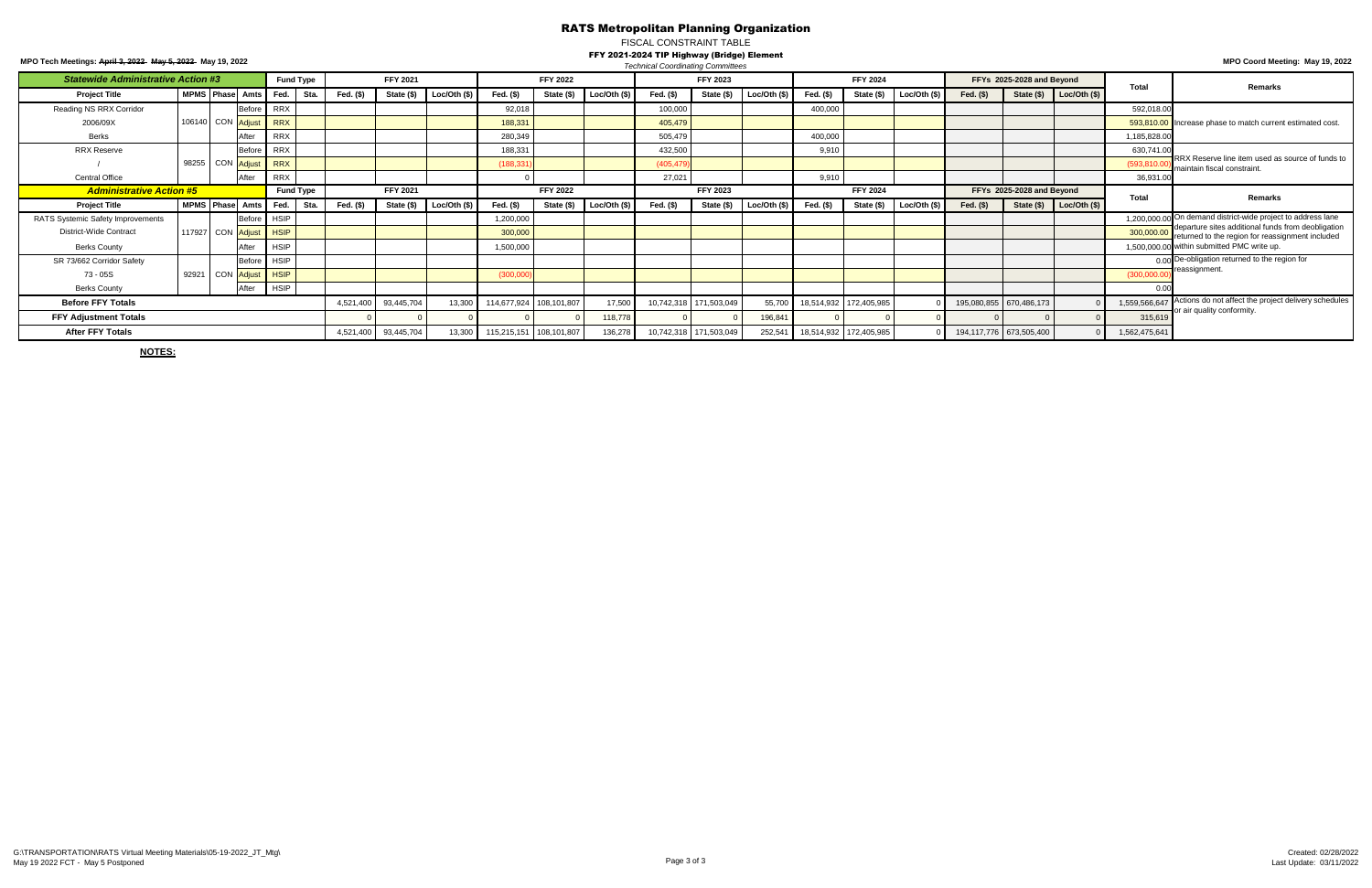# RATS Metropolitan Planning Organization

FISCAL CONSTRAINT TABLE

FFY 2021-2024 TIP Highway (Bridge) Element

*Technical Coordinating Committees*

MPO Tech Meetings: ~~April 3, 2022~~ ~~May 5, 2022~~ May 19, 2022

MPO Coord Meeting: May 19, 2022

| *Statewide Administrative Action #3* | | | | Fund Type | | FFY 2021 | | | FFY 2022 | | | FFY 2023 | | | FFY 2024 | | | FFYs 2025-2028 and Beyond | | | Total | Remarks |
|---|---|---|---|---|---|---|---|---|---|---|---|---|---|---|---|---|---|---|---|---|---|---|
| Project Title | MPMS | Phase | Amts | Fed. | Sta. | Fed. ($) | State ($) | Loc/Oth ($) | Fed. ($) | State ($) | Loc/Oth ($) | Fed. ($) | State ($) | Loc/Oth ($) | Fed. ($) | State ($) | Loc/Oth ($) | Fed. ($) | State ($) | Loc/Oth ($) | | |
| Reading NS RRX Corridor | | | Before | RRX | | | | | 92,018 | | | 100,000 | | | 400,000 | | | | | | 592,018.00 | |
| 2006/09X | 106140 | CON | Adjust | RRX | | | | | 188,331 | | | 405,479 | | | | | | | | | 593,810.00 | Increase phase to match current estimated cost. |
| Berks | | | After | RRX | | | | | 280,349 | | | 505,479 | | | 400,000 | | | | | | 1,185,828.00 | |
| RRX Reserve | | | Before | RRX | | | | | 188,331 | | | 432,500 | | | 9,910 | | | | | | 630,741.00 | RRX Reserve line item used as source of funds to maintain fiscal constraint. |
| / | 98255 | CON | Adjust | RRX | | | | | (188,331) | | | (405,479) | | | | | | | | | (593,810.00) | |
| Central Office | | | After | RRX | | | | | 0 | | | 27,021 | | | 9,910 | | | | | | 36,931.00 | |
| ***Administrative Action #5*** | | | | **Fund Type** | | **FFY 2021** | | | **FFY 2022** | | | **FFY 2023** | | | **FFY 2024** | | | **FFYs 2025-2028 and Beyond** | | | **Total** | **Remarks** |
| **Project Title** | **MPMS** | **Phase** | **Amts** | **Fed.** | **Sta.** | **Fed. ($)** | **State ($)** | **Loc/Oth ($)** | **Fed. ($)** | **State ($)** | **Loc/Oth ($)** | **Fed. ($)** | **State ($)** | **Loc/Oth ($)** | **Fed. ($)** | **State ($)** | **Loc/Oth ($)** | **Fed. ($)** | **State ($)** | **Loc/Oth ($)** | | |
| RATS Systemic Safety Improvements | | | Before | HSIP | | | | | 1,200,000 | | | | | | | | | | | | 1,200,000.00 | On demand district-wide project to address lane departure sites additional funds from deobligation returned to the region for reassignment included within submitted PMC write up. |
| District-Wide Contract | 117927 | CON | Adjust | HSIP | | | | | 300,000 | | | | | | | | | | | | 300,000.00 | |
| Berks County | | | After | HSIP | | | | | 1,500,000 | | | | | | | | | | | | 1,500,000.00 | |
| SR 73/662 Corridor Safety | | | Before | HSIP | | | | | | | | | | | | | | | | | 0.00 | De-obligation returned to the region for reassignment. |
| 73 - 05S | 92921 | CON | Adjust | HSIP | | | | | (300,000) | | | | | | | | | | | | (300,000.00) | |
| Berks County | | | After | HSIP | | | | | | | | | | | | | | | | | 0.00 | |
| **Before FFY Totals** | | | | | | 4,521,400 | 93,445,704 | 13,300 | 114,677,924 | 108,101,807 | 17,500 | 10,742,318 | 171,503,049 | 55,700 | 18,514,932 | 172,405,985 | 0 | 195,080,855 | 670,486,173 | 0 | 1,559,566,647 | Actions do not affect the project delivery schedules or air quality conformity. |
| **FFY Adjustment Totals** | | | | | | 0 | 0 | 0 | 0 | 0 | 118,778 | 0 | 0 | 196,841 | 0 | 0 | 0 | 0 | 0 | 0 | 315,619 | |
| **After FFY Totals** | | | | | | 4,521,400 | 93,445,704 | 13,300 | 115,215,151 | 108,101,807 | 136,278 | 10,742,318 | 171,503,049 | 252,541 | 18,514,932 | 172,405,985 | 0 | 194,117,776 | 673,505,400 | 0 | 1,562,475,641 | |

**NOTES:**

G:\TRANSPORTATION\RATS Virtual Meeting Materials\05-19-2022_JT_Mtg\
May 19 2022 FCT - May 5 Postponed

Created: 02/28/2022
Last Update: 03/11/2022